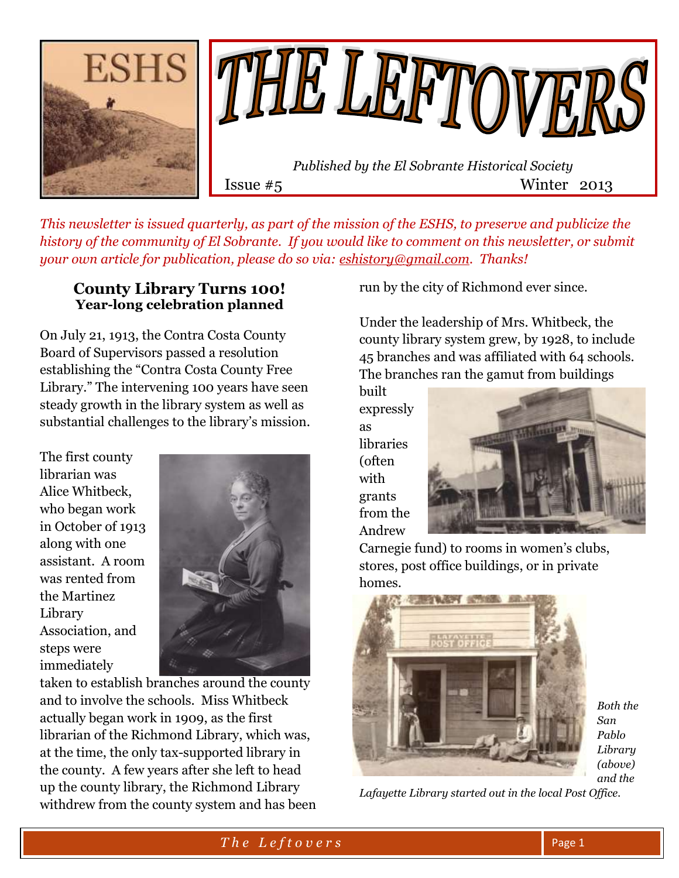# THE LEFTOVERS

*Published by the El Sobrante Historical Society*

Issue #5 Winter 2013

*This newsletter is issued quarterly, as part of the mission of the ESHS, to preserve and publicize the history of the community of El Sobrante. If you would like to comment on this newsletter, or submit your own article for publication, please do so via: eshistory@gmail.com. Thanks!*

## County Library Turns 100!
### Year-long celebration planned

On July 21, 1913, the Contra Costa County Board of Supervisors passed a resolution establishing the "Contra Costa County Free Library." The intervening 100 years have seen steady growth in the library system as well as substantial challenges to the library's mission.

The first county librarian was Alice Whitbeck, who began work in October of 1913 along with one assistant. A room was rented from the Martinez Library Association, and steps were immediately taken to establish branches around the county and to involve the schools. Miss Whitbeck actually began work in 1909, as the first librarian of the Richmond Library, which was, at the time, the only tax-supported library in the county. A few years after she left to head up the county library, the Richmond Library withdrew from the county system and has been run by the city of Richmond ever since.

Under the leadership of Mrs. Whitbeck, the county library system grew, by 1928, to include 45 branches and was affiliated with 64 schools. The branches ran the gamut from buildings built expressly as libraries (often with grants from the Andrew Carnegie fund) to rooms in women's clubs, stores, post office buildings, or in private homes.

*Both the San Pablo Library (above) and the Lafayette Library started out in the local Post Office.*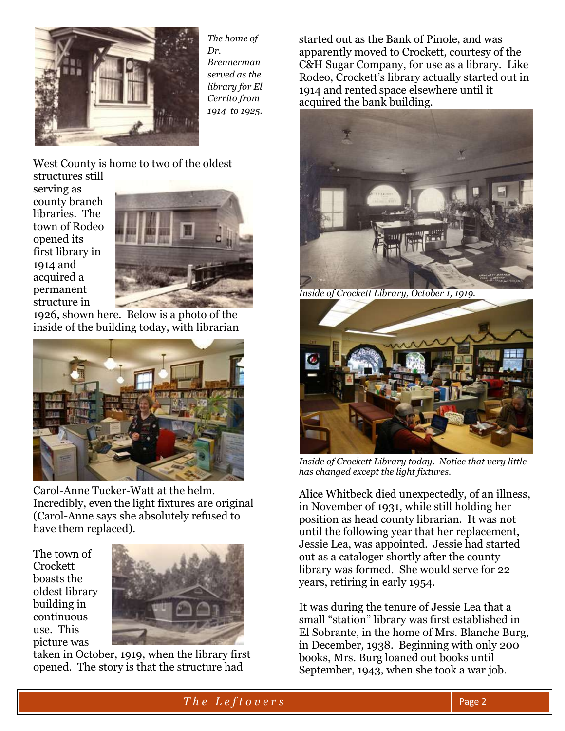*The home of Dr. Brennerman served as the library for El Cerrito from 1914 to 1925.*

West County is home to two of the oldest structures still serving as county branch libraries. The town of Rodeo opened its first library in 1914 and acquired a permanent structure in 1926, shown here. Below is a photo of the inside of the building today, with librarian Carol-Anne Tucker-Watt at the helm. Incredibly, even the light fixtures are original (Carol-Anne says she absolutely refused to have them replaced).

The town of Crockett boasts the oldest library building in continuous use. This picture was taken in October, 1919, when the library first opened. The story is that the structure had started out as the Bank of Pinole, and was apparently moved to Crockett, courtesy of the C&H Sugar Company, for use as a library. Like Rodeo, Crockett's library actually started out in 1914 and rented space elsewhere until it acquired the bank building.

*Inside of Crockett Library, October 1, 1919.*

*Inside of Crockett Library today. Notice that very little has changed except the light fixtures.*

Alice Whitbeck died unexpectedly, of an illness, in November of 1931, while still holding her position as head county librarian. It was not until the following year that her replacement, Jessie Lea, was appointed. Jessie had started out as a cataloger shortly after the county library was formed. She would serve for 22 years, retiring in early 1954.

It was during the tenure of Jessie Lea that a small "station" library was first established in El Sobrante, in the home of Mrs. Blanche Burg, in December, 1938. Beginning with only 200 books, Mrs. Burg loaned out books until September, 1943, when she took a war job.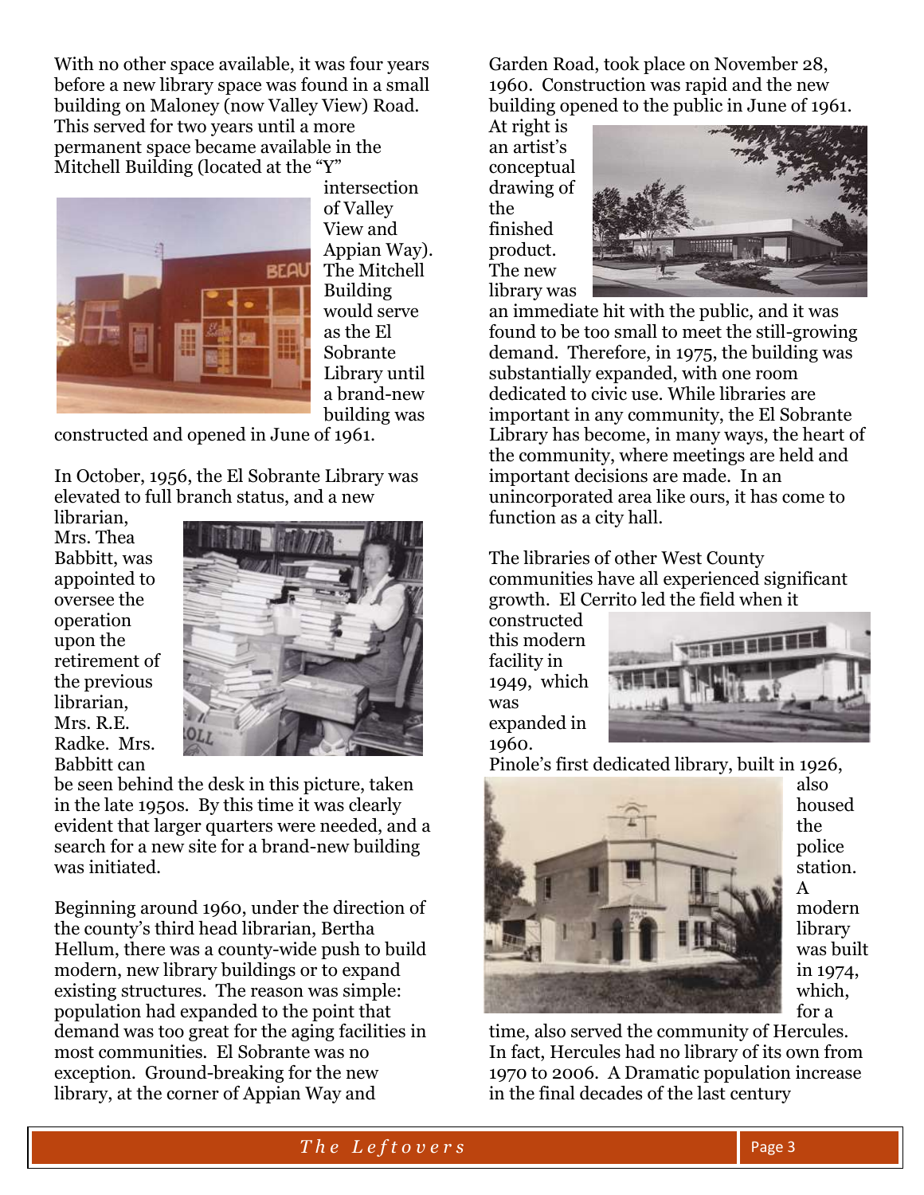With no other space available, it was four years before a new library space was found in a small building on Maloney (now Valley View) Road. This served for two years until a more permanent space became available in the Mitchell Building (located at the "Y" intersection of Valley View and Appian Way). The Mitchell Building would serve as the El Sobrante Library until a brand-new building was constructed and opened in June of 1961.

In October, 1956, the El Sobrante Library was elevated to full branch status, and a new librarian, Mrs. Thea Babbitt, was appointed to oversee the operation upon the retirement of the previous librarian, Mrs. R.E. Radke. Mrs. Babbitt can be seen behind the desk in this picture, taken in the late 1950s. By this time it was clearly evident that larger quarters were needed, and a search for a new site for a brand-new building was initiated.

Beginning around 1960, under the direction of the county's third head librarian, Bertha Hellum, there was a county-wide push to build modern, new library buildings or to expand existing structures. The reason was simple: population had expanded to the point that demand was too great for the aging facilities in most communities. El Sobrante was no exception. Ground-breaking for the new library, at the corner of Appian Way and Garden Road, took place on November 28, 1960. Construction was rapid and the new building opened to the public in June of 1961.

At right is an artist's conceptual drawing of the finished product. The new library was an immediate hit with the public, and it was found to be too small to meet the still-growing demand. Therefore, in 1975, the building was substantially expanded, with one room dedicated to civic use. While libraries are important in any community, the El Sobrante Library has become, in many ways, the heart of the community, where meetings are held and important decisions are made. In an unincorporated area like ours, it has come to function as a city hall.

The libraries of other West County communities have all experienced significant growth. El Cerrito led the field when it constructed this modern facility in 1949, which was expanded in 1960.

Pinole's first dedicated library, built in 1926, also housed the police station. A modern library was built in 1974, which, for a time, also served the community of Hercules. In fact, Hercules had no library of its own from 1970 to 2006. A Dramatic population increase in the final decades of the last century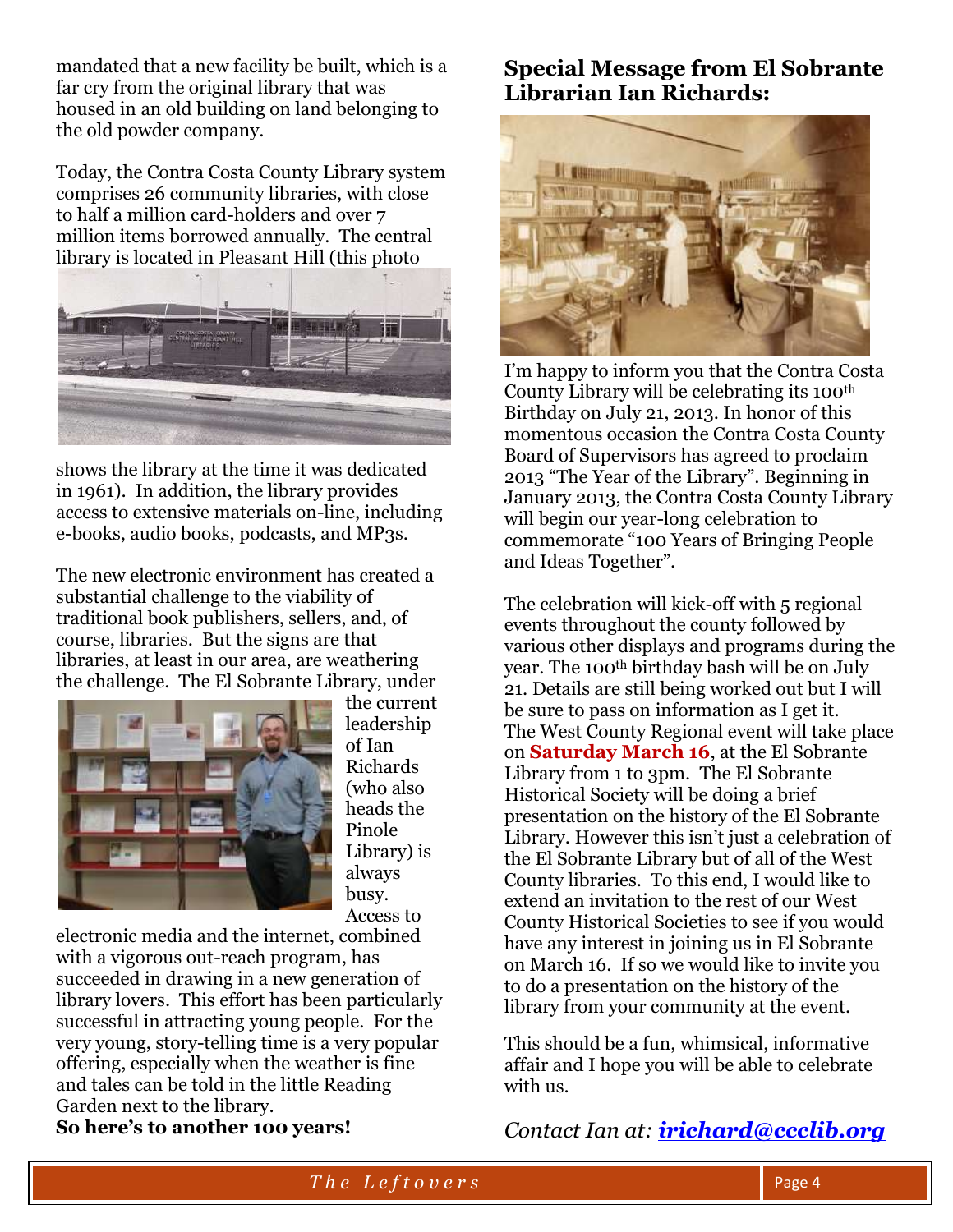mandated that a new facility be built, which is a far cry from the original library that was housed in an old building on land belonging to the old powder company.

Today, the Contra Costa County Library system comprises 26 community libraries, with close to half a million card-holders and over 7 million items borrowed annually. The central library is located in Pleasant Hill (this photo shows the library at the time it was dedicated in 1961). In addition, the library provides access to extensive materials on-line, including e-books, audio books, podcasts, and MP3s.

The new electronic environment has created a substantial challenge to the viability of traditional book publishers, sellers, and, of course, libraries. But the signs are that libraries, at least in our area, are weathering the challenge. The El Sobrante Library, under the current leadership of Ian Richards (who also heads the Pinole Library) is always busy. Access to electronic media and the internet, combined with a vigorous out-reach program, has succeeded in drawing in a new generation of library lovers. This effort has been particularly successful in attracting young people. For the very young, story-telling time is a very popular offering, especially when the weather is fine and tales can be told in the little Reading Garden next to the library.

**So here's to another 100 years!**

## Special Message from El Sobrante Librarian Ian Richards:

I'm happy to inform you that the Contra Costa County Library will be celebrating its 100th Birthday on July 21, 2013. In honor of this momentous occasion the Contra Costa County Board of Supervisors has agreed to proclaim 2013 "The Year of the Library". Beginning in January 2013, the Contra Costa County Library will begin our year-long celebration to commemorate "100 Years of Bringing People and Ideas Together".

The celebration will kick-off with 5 regional events throughout the county followed by various other displays and programs during the year. The 100th birthday bash will be on July 21. Details are still being worked out but I will be sure to pass on information as I get it. The West County Regional event will take place on **Saturday March 16**, at the El Sobrante Library from 1 to 3pm. The El Sobrante Historical Society will be doing a brief presentation on the history of the El Sobrante Library. However this isn't just a celebration of the El Sobrante Library but of all of the West County libraries. To this end, I would like to extend an invitation to the rest of our West County Historical Societies to see if you would have any interest in joining us in El Sobrante on March 16. If so we would like to invite you to do a presentation on the history of the library from your community at the event.

This should be a fun, whimsical, informative affair and I hope you will be able to celebrate with us.

*Contact Ian at:* ***irichard@ccclib.org***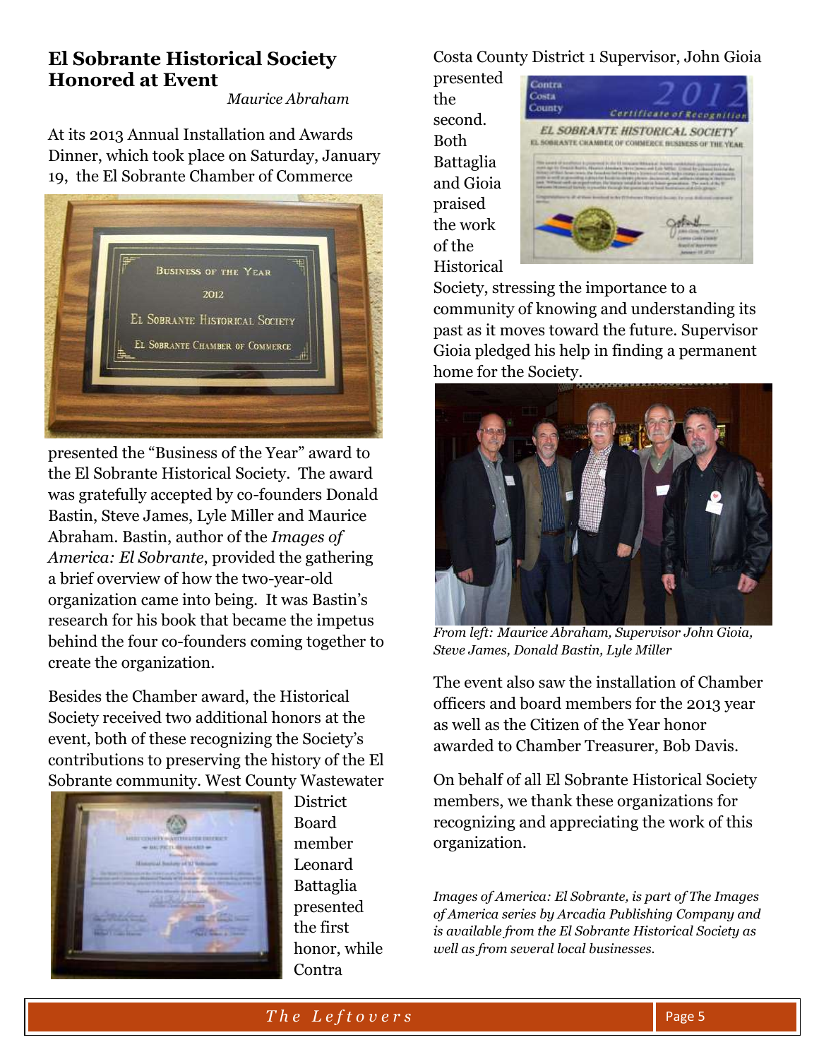## El Sobrante Historical Society Honored at Event

*Maurice Abraham*

At its 2013 Annual Installation and Awards Dinner, which took place on Saturday, January 19, the El Sobrante Chamber of Commerce presented the "Business of the Year" award to the El Sobrante Historical Society. The award was gratefully accepted by co-founders Donald Bastin, Steve James, Lyle Miller and Maurice Abraham. Bastin, author of the *Images of America: El Sobrante*, provided the gathering a brief overview of how the two-year-old organization came into being. It was Bastin's research for his book that became the impetus behind the four co-founders coming together to create the organization.

Besides the Chamber award, the Historical Society received two additional honors at the event, both of these recognizing the Society's contributions to preserving the history of the El Sobrante community. West County Wastewater District Board member Leonard Battaglia presented the first honor, while Contra Costa County District 1 Supervisor, John Gioia presented the second. Both Battaglia and Gioia praised the work of the Historical Society, stressing the importance to a community of knowing and understanding its past as it moves toward the future. Supervisor Gioia pledged his help in finding a permanent home for the Society.

*From left: Maurice Abraham, Supervisor John Gioia, Steve James, Donald Bastin, Lyle Miller*

The event also saw the installation of Chamber officers and board members for the 2013 year as well as the Citizen of the Year honor awarded to Chamber Treasurer, Bob Davis.

On behalf of all El Sobrante Historical Society members, we thank these organizations for recognizing and appreciating the work of this organization.

*Images of America: El Sobrante, is part of The Images of America series by Arcadia Publishing Company and is available from the El Sobrante Historical Society as well as from several local businesses.*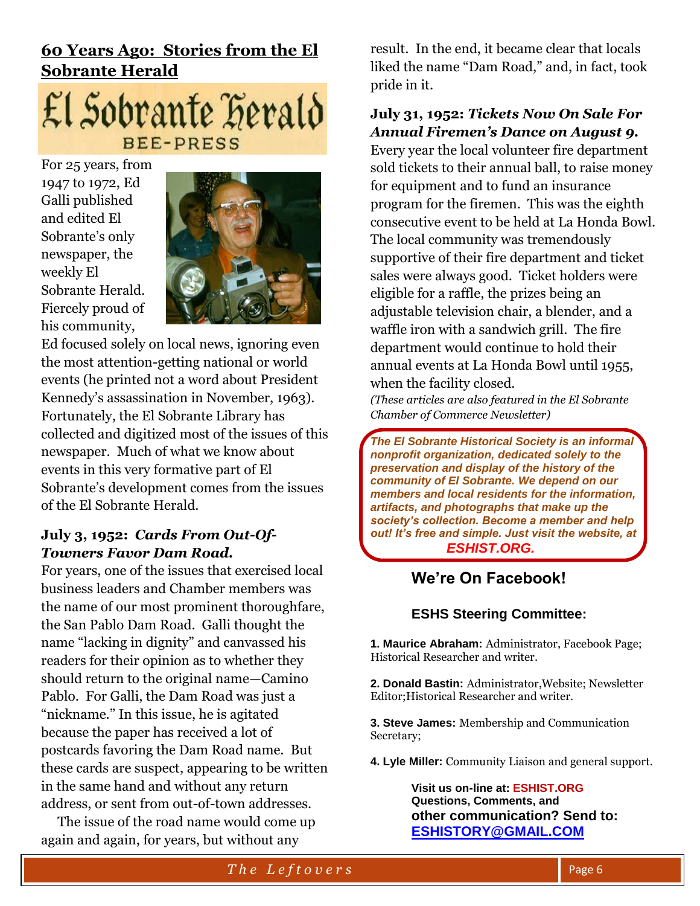## 60 Years Ago: Stories from the El Sobrante Herald

El Sobrante Herald
BEE-PRESS

For 25 years, from 1947 to 1972, Ed Galli published and edited El Sobrante's only newspaper, the weekly El Sobrante Herald. Fiercely proud of his community, Ed focused solely on local news, ignoring even the most attention-getting national or world events (he printed not a word about President Kennedy's assassination in November, 1963). Fortunately, the El Sobrante Library has collected and digitized most of the issues of this newspaper. Much of what we know about events in this very formative part of El Sobrante's development comes from the issues of the El Sobrante Herald.

### July 3, 1952: *Cards From Out-Of-Towners Favor Dam Road.*

For years, one of the issues that exercised local business leaders and Chamber members was the name of our most prominent thoroughfare, the San Pablo Dam Road. Galli thought the name "lacking in dignity" and canvassed his readers for their opinion as to whether they should return to the original name—Camino Pablo. For Galli, the Dam Road was just a "nickname." In this issue, he is agitated because the paper has received a lot of postcards favoring the Dam Road name. But these cards are suspect, appearing to be written in the same hand and without any return address, or sent from out-of-town addresses.

The issue of the road name would come up again and again, for years, but without any result. In the end, it became clear that locals liked the name "Dam Road," and, in fact, took pride in it.

### July 31, 1952: *Tickets Now On Sale For Annual Firemen's Dance on August 9.*

Every year the local volunteer fire department sold tickets to their annual ball, to raise money for equipment and to fund an insurance program for the firemen. This was the eighth consecutive event to be held at La Honda Bowl. The local community was tremendously supportive of their fire department and ticket sales were always good. Ticket holders were eligible for a raffle, the prizes being an adjustable television chair, a blender, and a waffle iron with a sandwich grill. The fire department would continue to hold their annual events at La Honda Bowl until 1955, when the facility closed.

*(These articles are also featured in the El Sobrante Chamber of Commerce Newsletter)*

***The El Sobrante Historical Society is an informal nonprofit organization, dedicated solely to the preservation and display of the history of the community of El Sobrante. We depend on our members and local residents for the information, artifacts, and photographs that make up the society's collection. Become a member and help out! It's free and simple. Just visit the website, at ESHIST.ORG.***

### We're On Facebook!

### ESHS Steering Committee:

1. **Maurice Abraham:** Administrator, Facebook Page; Historical Researcher and writer.

2. **Donald Bastin:** Administrator,Website; Newsletter Editor;Historical Researcher and writer.

3. **Steve James:** Membership and Communication Secretary;

4. **Lyle Miller:** Community Liaison and general support.

**Visit us on-line at: ESHIST.ORG**
**Questions, Comments, and other communication? Send to: ESHISTORY@GMAIL.COM**